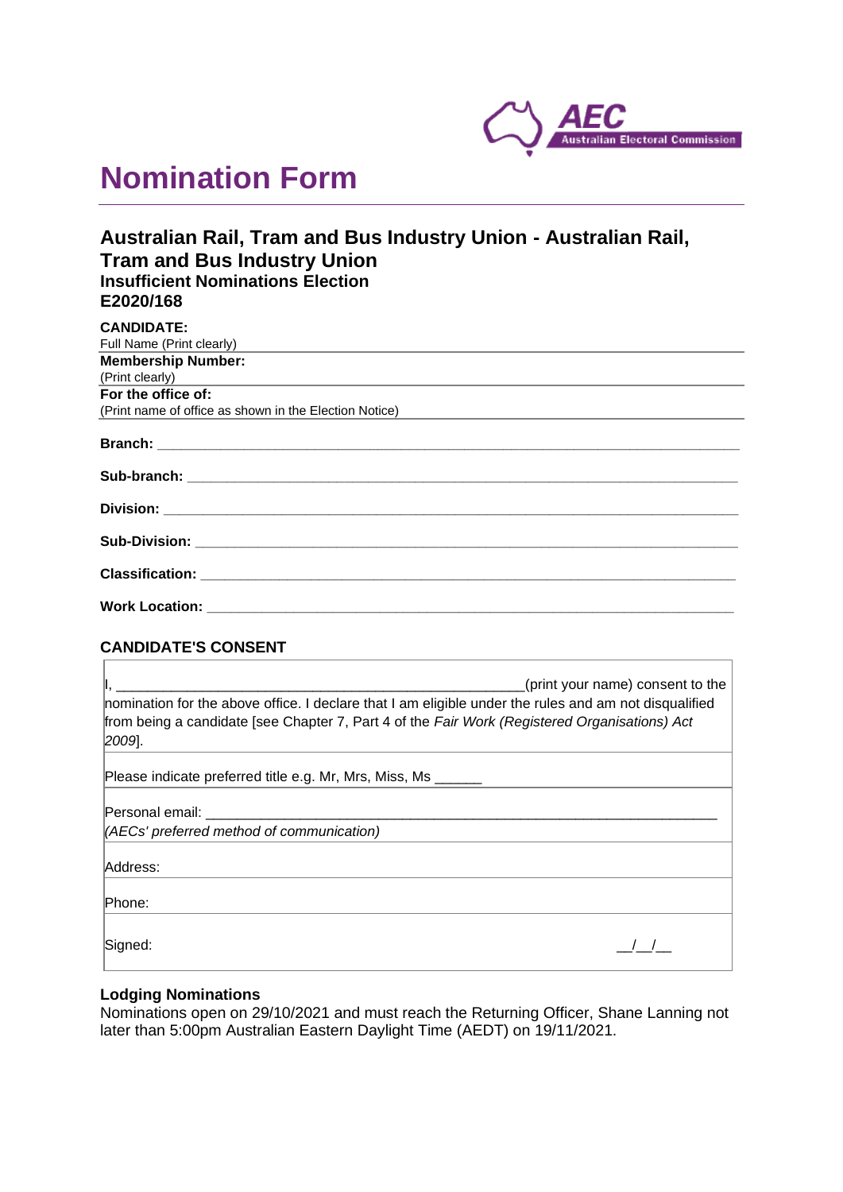AEC Australian Electoral Commission

# Nomination Form

## Australian Rail, Tram and Bus Industry Union - Australian Rail, Tram and Bus Industry Union

### Insufficient Nominations Election

### E2020/168

**CANDIDATE:**
Full Name (Print clearly)

**Membership Number:**
(Print clearly)

**For the office of:**
(Print name of office as shown in the Election Notice)

**Branch:** ______________________________________________________________

**Sub-branch:** ___________________________________________________________

**Division:** ______________________________________________________________

**Sub-Division:** __________________________________________________________

**Classification:** _________________________________________________________

**Work Location:** ________________________________________________________

**CANDIDATE'S CONSENT**

I, ___________________________________________________(print your name) consent to the nomination for the above office. I declare that I am eligible under the rules and am not disqualified from being a candidate [see Chapter 7, Part 4 of the *Fair Work (Registered Organisations) Act 2009*].

Please indicate preferred title e.g. Mr, Mrs, Miss, Ms ______

Personal email: ______________________________________________________________
*(AECs' preferred method of communication)*

Address:

Phone:

Signed: __/__/__

**Lodging Nominations**

Nominations open on 29/10/2021 and must reach the Returning Officer, Shane Lanning not later than 5:00pm Australian Eastern Daylight Time (AEDT) on 19/11/2021.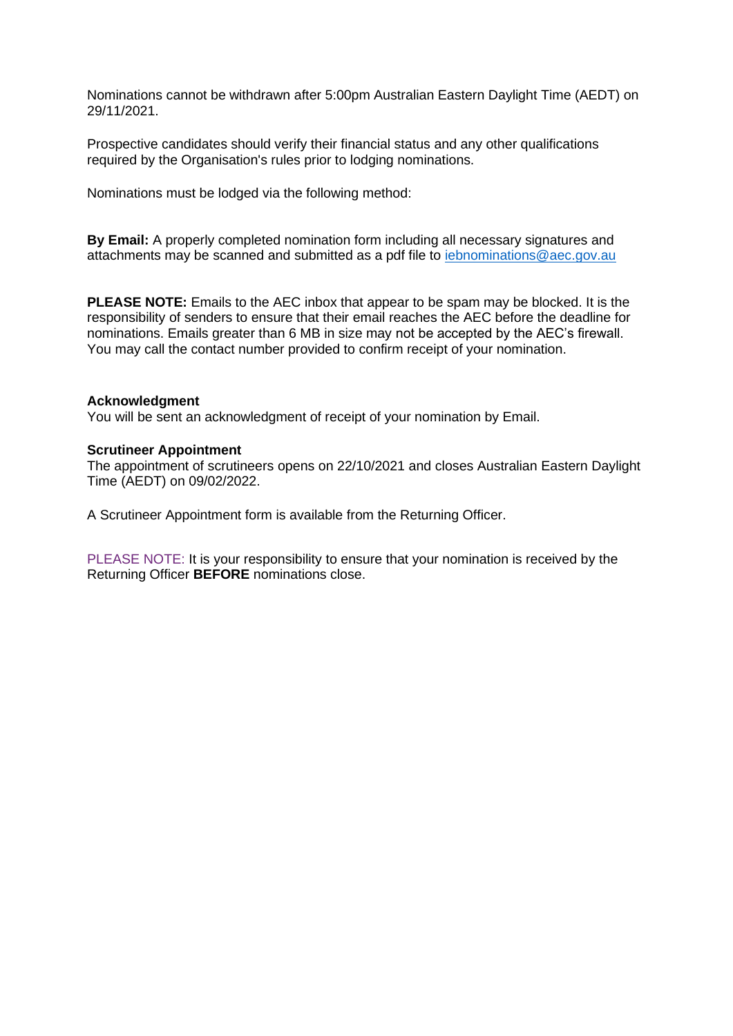Nominations cannot be withdrawn after 5:00pm Australian Eastern Daylight Time (AEDT) on 29/11/2021.

Prospective candidates should verify their financial status and any other qualifications required by the Organisation's rules prior to lodging nominations.

Nominations must be lodged via the following method:

**By Email:** A properly completed nomination form including all necessary signatures and attachments may be scanned and submitted as a pdf file to iebnominations@aec.gov.au

**PLEASE NOTE:** Emails to the AEC inbox that appear to be spam may be blocked. It is the responsibility of senders to ensure that their email reaches the AEC before the deadline for nominations. Emails greater than 6 MB in size may not be accepted by the AEC's firewall. You may call the contact number provided to confirm receipt of your nomination.

**Acknowledgment**
You will be sent an acknowledgment of receipt of your nomination by Email.

**Scrutineer Appointment**
The appointment of scrutineers opens on 22/10/2021 and closes Australian Eastern Daylight Time (AEDT) on 09/02/2022.

A Scrutineer Appointment form is available from the Returning Officer.

PLEASE NOTE: It is your responsibility to ensure that your nomination is received by the Returning Officer **BEFORE** nominations close.